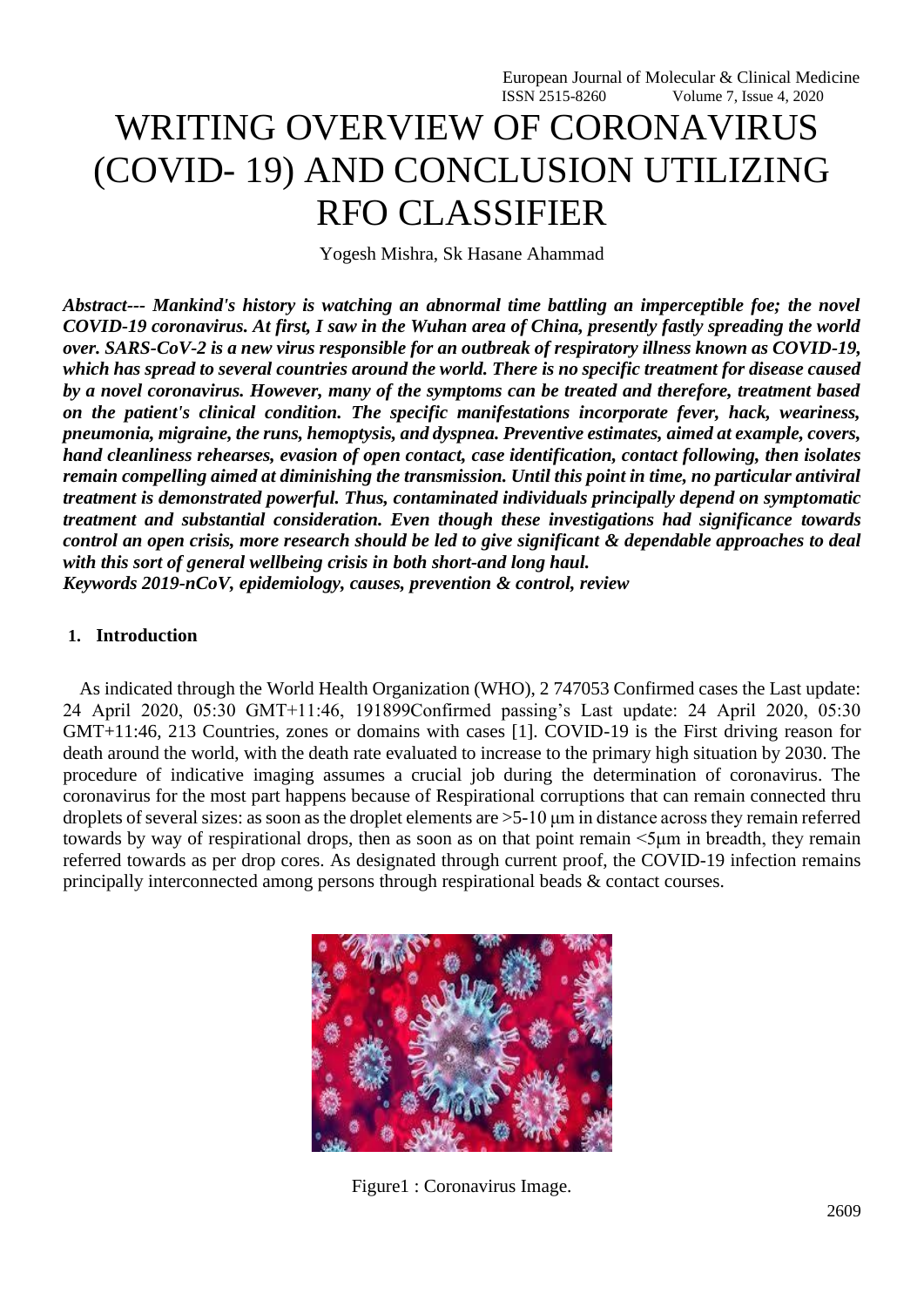# WRITING OVERVIEW OF CORONAVIRUS (COVID- 19) AND CONCLUSION UTILIZING RFO CLASSIFIER

Yogesh Mishra, Sk Hasane Ahammad

***Abstract--- Mankind's history is watching an abnormal time battling an imperceptible foe; the novel COVID-19 coronavirus. At first, I saw in the Wuhan area of China, presently fastly spreading the world over. SARS-CoV-2 is a new virus responsible for an outbreak of respiratory illness known as COVID-19, which has spread to several countries around the world. There is no specific treatment for disease caused by a novel coronavirus. However, many of the symptoms can be treated and therefore, treatment based on the patient's clinical condition. The specific manifestations incorporate fever, hack, weariness, pneumonia, migraine, the runs, hemoptysis, and dyspnea. Preventive estimates, aimed at example, covers, hand cleanliness rehearses, evasion of open contact, case identification, contact following, then isolates remain compelling aimed at diminishing the transmission. Until this point in time, no particular antiviral treatment is demonstrated powerful. Thus, contaminated individuals principally depend on symptomatic treatment and substantial consideration. Even though these investigations had significance towards control an open crisis, more research should be led to give significant & dependable approaches to deal with this sort of general wellbeing crisis in both short-and long haul.***

***Keywords 2019-nCoV, epidemiology, causes, prevention & control, review***

## 1. Introduction

As indicated through the World Health Organization (WHO), 2 747053 Confirmed cases the Last update: 24 April 2020, 05:30 GMT+11:46, 191899Confirmed passing's Last update: 24 April 2020, 05:30 GMT+11:46, 213 Countries, zones or domains with cases [1]. COVID-19 is the First driving reason for death around the world, with the death rate evaluated to increase to the primary high situation by 2030. The procedure of indicative imaging assumes a crucial job during the determination of coronavirus. The coronavirus for the most part happens because of Respirational corruptions that can remain connected thru droplets of several sizes: as soon as the droplet elements are >5-10 μm in distance across they remain referred towards by way of respirational drops, then as soon as on that point remain <5μm in breadth, they remain referred towards as per drop cores. As designated through current proof, the COVID-19 infection remains principally interconnected among persons through respirational beads & contact courses.

Figure1 : Coronavirus Image.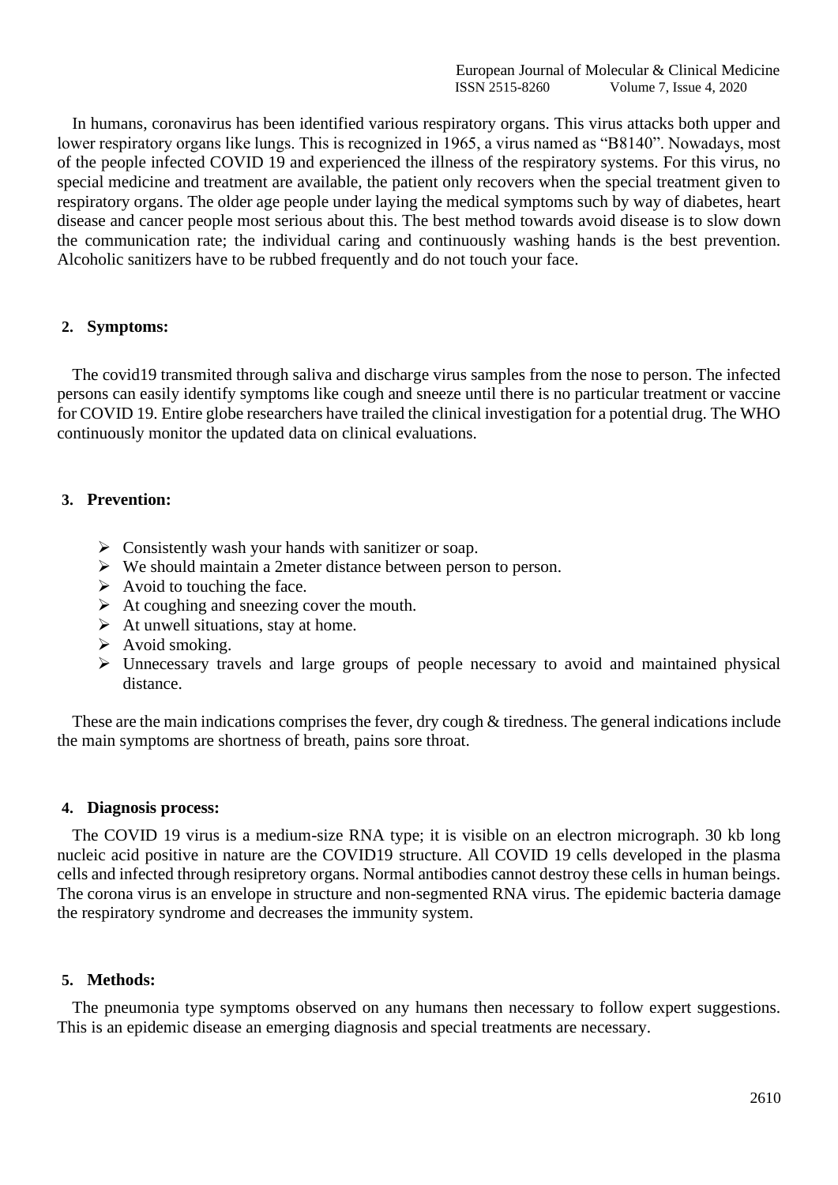In humans, coronavirus has been identified various respiratory organs. This virus attacks both upper and lower respiratory organs like lungs. This is recognized in 1965, a virus named as "B8140". Nowadays, most of the people infected COVID 19 and experienced the illness of the respiratory systems. For this virus, no special medicine and treatment are available, the patient only recovers when the special treatment given to respiratory organs. The older age people under laying the medical symptoms such by way of diabetes, heart disease and cancer people most serious about this. The best method towards avoid disease is to slow down the communication rate; the individual caring and continuously washing hands is the best prevention. Alcoholic sanitizers have to be rubbed frequently and do not touch your face.

## 2. Symptoms:

The covid19 transmited through saliva and discharge virus samples from the nose to person. The infected persons can easily identify symptoms like cough and sneeze until there is no particular treatment or vaccine for COVID 19. Entire globe researchers have trailed the clinical investigation for a potential drug. The WHO continuously monitor the updated data on clinical evaluations.

## 3. Prevention:

- Consistently wash your hands with sanitizer or soap.
- We should maintain a 2meter distance between person to person.
- Avoid to touching the face.
- At coughing and sneezing cover the mouth.
- At unwell situations, stay at home.
- Avoid smoking.
- Unnecessary travels and large groups of people necessary to avoid and maintained physical distance.

These are the main indications comprises the fever, dry cough & tiredness. The general indications include the main symptoms are shortness of breath, pains sore throat.

## 4. Diagnosis process:

The COVID 19 virus is a medium-size RNA type; it is visible on an electron micrograph. 30 kb long nucleic acid positive in nature are the COVID19 structure. All COVID 19 cells developed in the plasma cells and infected through resipretory organs. Normal antibodies cannot destroy these cells in human beings. The corona virus is an envelope in structure and non-segmented RNA virus. The epidemic bacteria damage the respiratory syndrome and decreases the immunity system.

## 5. Methods:

The pneumonia type symptoms observed on any humans then necessary to follow expert suggestions. This is an epidemic disease an emerging diagnosis and special treatments are necessary.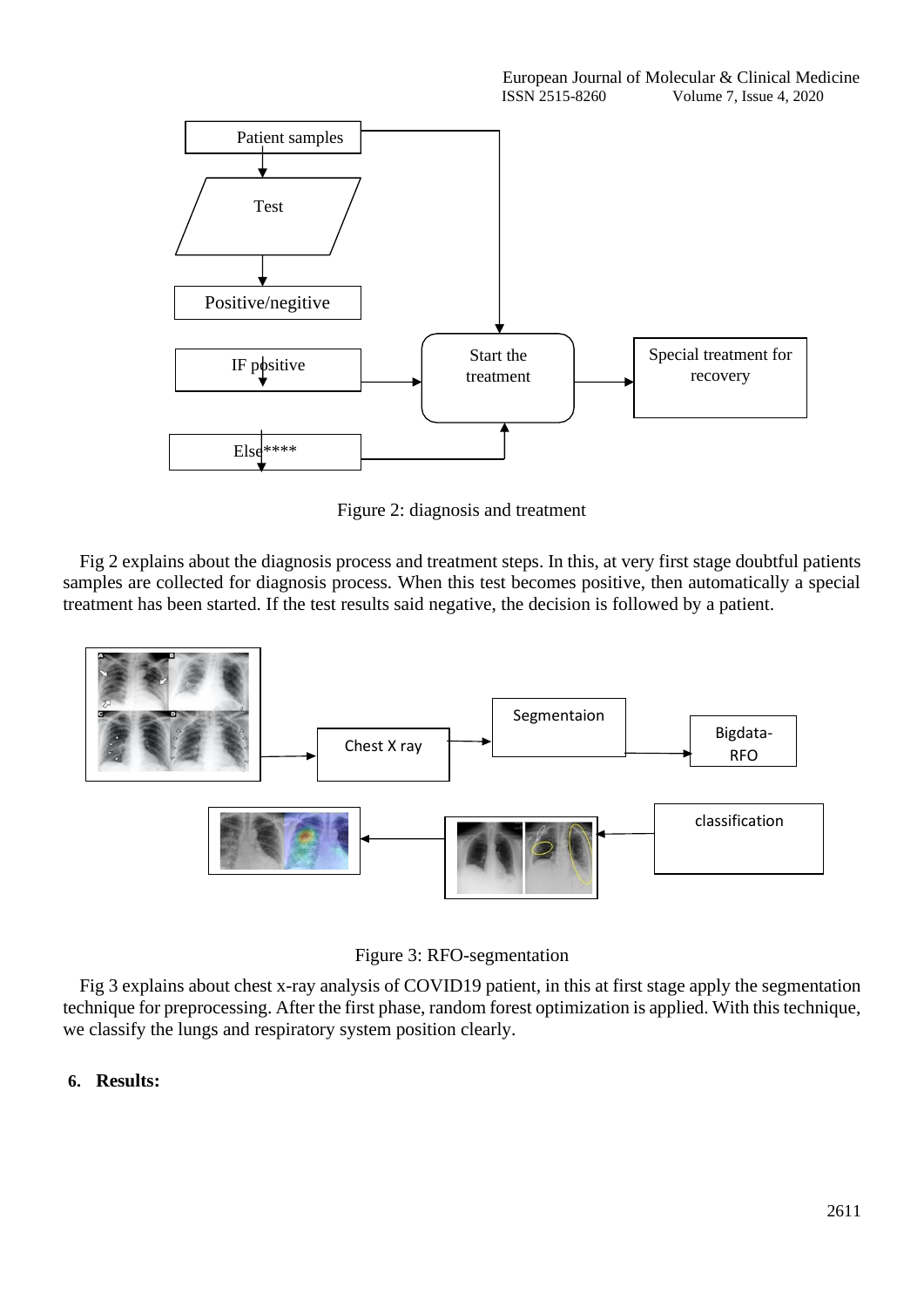Figure 2: diagnosis and treatment

Fig 2 explains about the diagnosis process and treatment steps. In this, at very first stage doubtful patients samples are collected for diagnosis process. When this test becomes positive, then automatically a special treatment has been started. If the test results said negative, the decision is followed by a patient.

Figure 3: RFO-segmentation

Fig 3 explains about chest x-ray analysis of COVID19 patient, in this at first stage apply the segmentation technique for preprocessing. After the first phase, random forest optimization is applied. With this technique, we classify the lungs and respiratory system position clearly.

## 6. Results: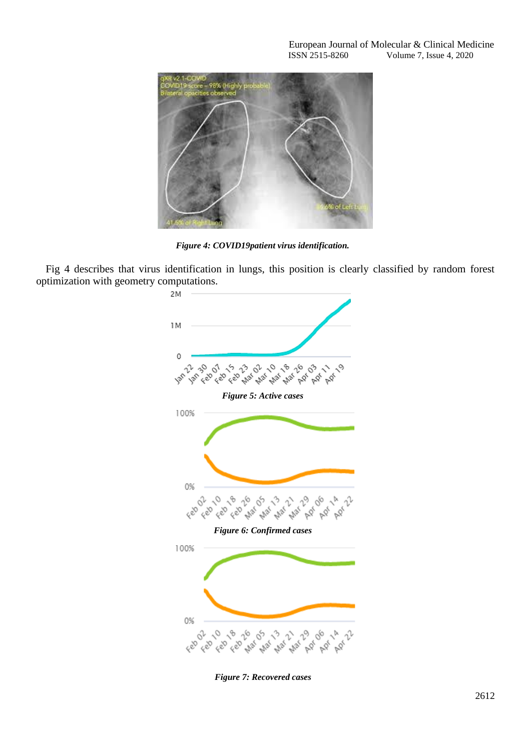*Figure 4: COVID19patient virus identification.*

Fig 4 describes that virus identification in lungs, this position is clearly classified by random forest optimization with geometry computations.

*Figure 5: Active cases*

*Figure 6: Confirmed cases*

*Figure 7: Recovered cases*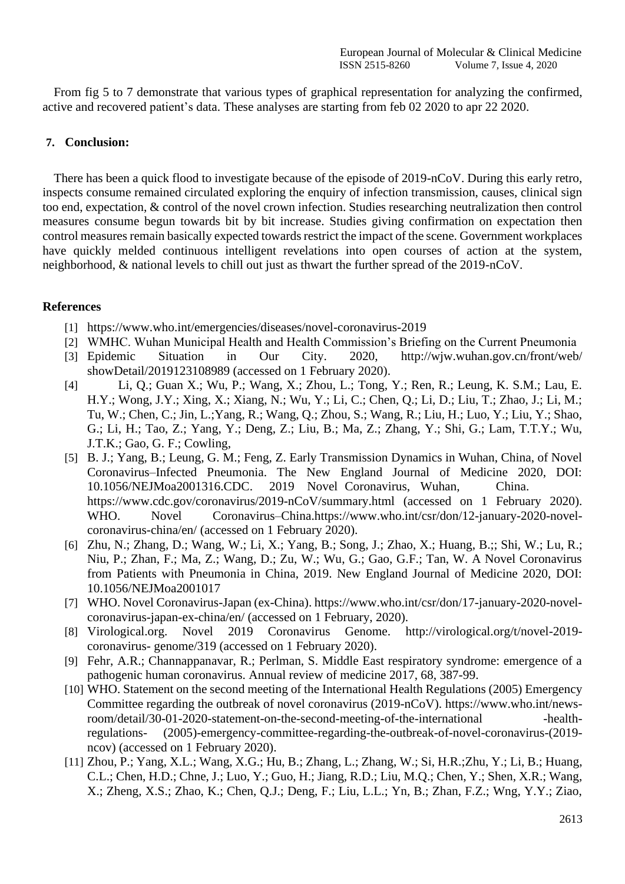From fig 5 to 7 demonstrate that various types of graphical representation for analyzing the confirmed, active and recovered patient's data. These analyses are starting from feb 02 2020 to apr 22 2020.

## 7. Conclusion:

There has been a quick flood to investigate because of the episode of 2019-nCoV. During this early retro, inspects consume remained circulated exploring the enquiry of infection transmission, causes, clinical sign too end, expectation, & control of the novel crown infection. Studies researching neutralization then control measures consume begun towards bit by bit increase. Studies giving confirmation on expectation then control measures remain basically expected towards restrict the impact of the scene. Government workplaces have quickly melded continuous intelligent revelations into open courses of action at the system, neighborhood, & national levels to chill out just as thwart the further spread of the 2019-nCoV.

## References

[1] https://www.who.int/emergencies/diseases/novel-coronavirus-2019

[2] WMHC. Wuhan Municipal Health and Health Commission's Briefing on the Current Pneumonia

[3] Epidemic Situation in Our City. 2020, http://wjw.wuhan.gov.cn/front/web/showDetail/2019123108989 (accessed on 1 February 2020).

[4] Li, Q.; Guan X.; Wu, P.; Wang, X.; Zhou, L.; Tong, Y.; Ren, R.; Leung, K. S.M.; Lau, E. H.Y.; Wong, J.Y.; Xing, X.; Xiang, N.; Wu, Y.; Li, C.; Chen, Q.; Li, D.; Liu, T.; Zhao, J.; Li, M.; Tu, W.; Chen, C.; Jin, L.;Yang, R.; Wang, Q.; Zhou, S.; Wang, R.; Liu, H.; Luo, Y.; Liu, Y.; Shao, G.; Li, H.; Tao, Z.; Yang, Y.; Deng, Z.; Liu, B.; Ma, Z.; Zhang, Y.; Shi, G.; Lam, T.T.Y.; Wu, J.T.K.; Gao, G. F.; Cowling,

[5] B. J.; Yang, B.; Leung, G. M.; Feng, Z. Early Transmission Dynamics in Wuhan, China, of Novel Coronavirus–Infected Pneumonia. The New England Journal of Medicine 2020, DOI: 10.1056/NEJMoa2001316.CDC. 2019 Novel Coronavirus, Wuhan, China. https://www.cdc.gov/coronavirus/2019-nCoV/summary.html (accessed on 1 February 2020). WHO. Novel Coronavirus–China.https://www.who.int/csr/don/12-january-2020-novel-coronavirus-china/en/ (accessed on 1 February 2020).

[6] Zhu, N.; Zhang, D.; Wang, W.; Li, X.; Yang, B.; Song, J.; Zhao, X.; Huang, B.;; Shi, W.; Lu, R.; Niu, P.; Zhan, F.; Ma, Z.; Wang, D.; Zu, W.; Wu, G.; Gao, G.F.; Tan, W. A Novel Coronavirus from Patients with Pneumonia in China, 2019. New England Journal of Medicine 2020, DOI: 10.1056/NEJMoa2001017

[7] WHO. Novel Coronavirus-Japan (ex-China). https://www.who.int/csr/don/17-january-2020-novel-coronavirus-japan-ex-china/en/ (accessed on 1 February, 2020).

[8] Virological.org. Novel 2019 Coronavirus Genome. http://virological.org/t/novel-2019-coronavirus- genome/319 (accessed on 1 February 2020).

[9] Fehr, A.R.; Channappanavar, R.; Perlman, S. Middle East respiratory syndrome: emergence of a pathogenic human coronavirus. Annual review of medicine 2017, 68, 387-99.

[10] WHO. Statement on the second meeting of the International Health Regulations (2005) Emergency Committee regarding the outbreak of novel coronavirus (2019-nCoV). https://www.who.int/news-room/detail/30-01-2020-statement-on-the-second-meeting-of-the-international -health-regulations- (2005)-emergency-committee-regarding-the-outbreak-of-novel-coronavirus-(2019-ncov) (accessed on 1 February 2020).

[11] Zhou, P.; Yang, X.L.; Wang, X.G.; Hu, B.; Zhang, L.; Zhang, W.; Si, H.R.;Zhu, Y.; Li, B.; Huang, C.L.; Chen, H.D.; Chne, J.; Luo, Y.; Guo, H.; Jiang, R.D.; Liu, M.Q.; Chen, Y.; Shen, X.R.; Wang, X.; Zheng, X.S.; Zhao, K.; Chen, Q.J.; Deng, F.; Liu, L.L.; Yn, B.; Zhan, F.Z.; Wng, Y.Y.; Ziao,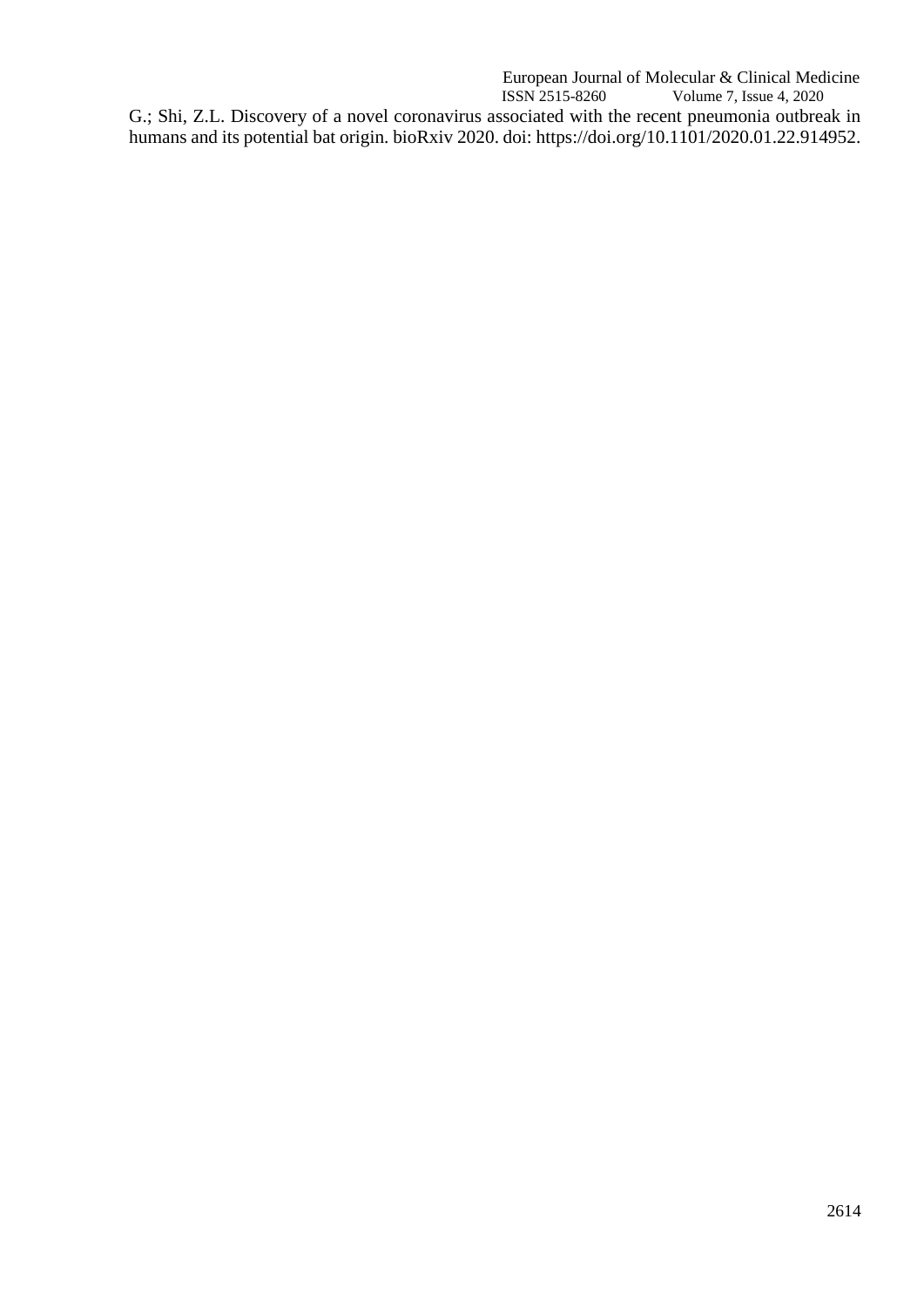G.; Shi, Z.L. Discovery of a novel coronavirus associated with the recent pneumonia outbreak in humans and its potential bat origin. bioRxiv 2020. doi: https://doi.org/10.1101/2020.01.22.914952.